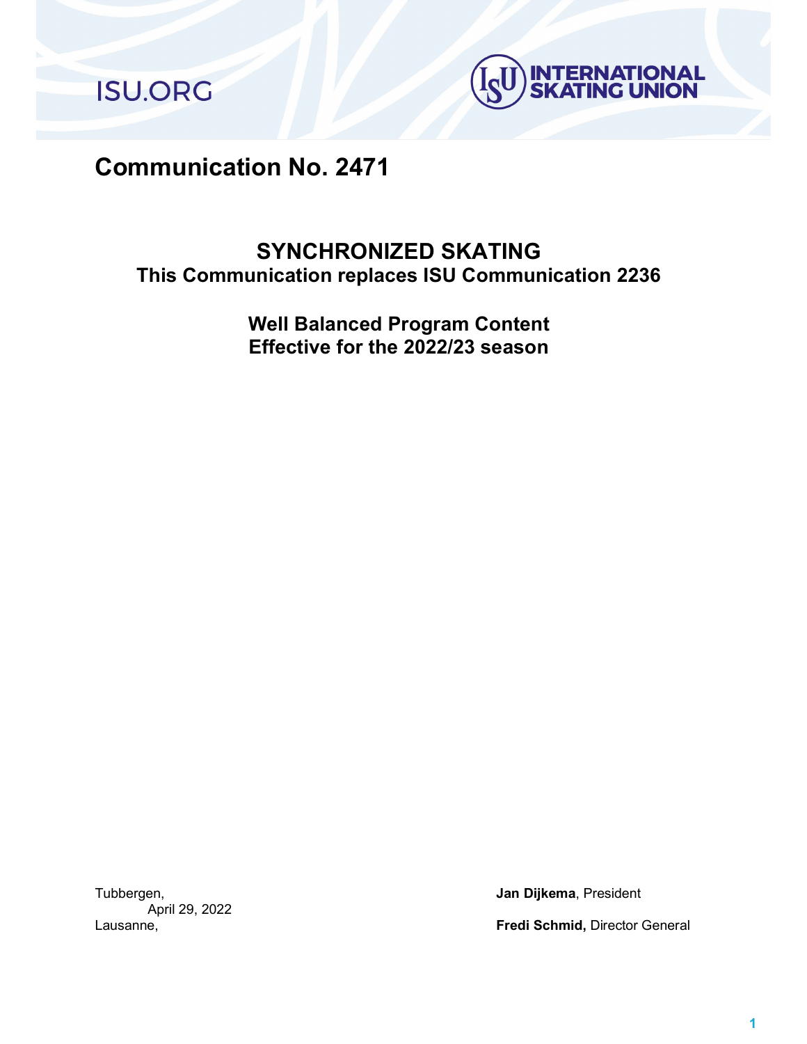ISU.ORG

INTERNATIONAL SKATING UNION

# Communication No. 2471

## SYNCHRONIZED SKATING

**This Communication replaces ISU Communication 2236**

**Well Balanced Program Content**
**Effective for the 2022/23 season**

Tubbergen,
April 29, 2022
Lausanne,

**Jan Dijkema**, President

**Fredi Schmid,** Director General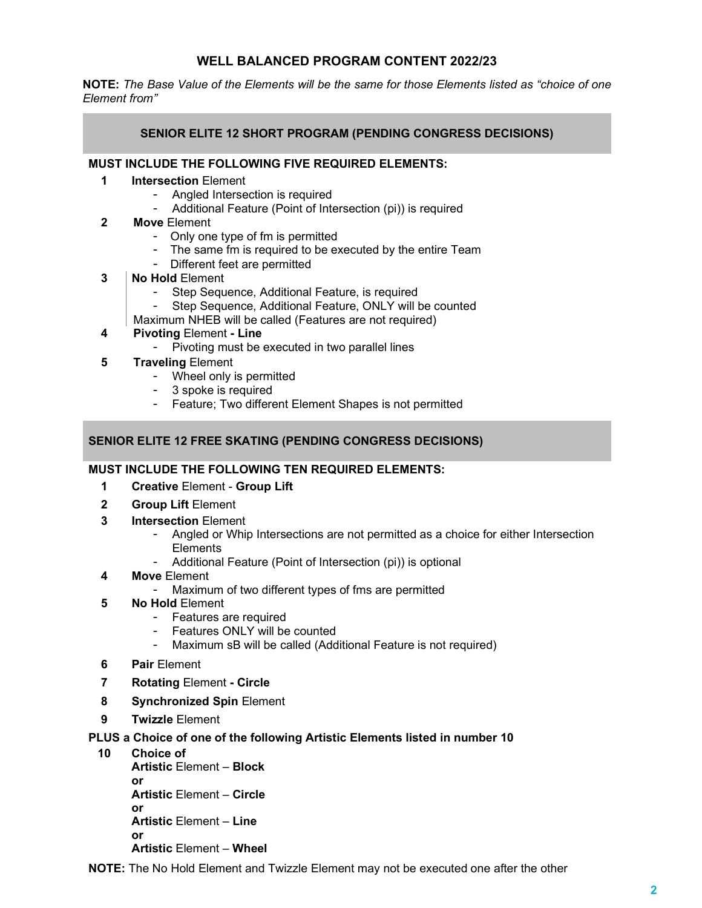# WELL BALANCED PROGRAM CONTENT 2022/23

**NOTE:** *The Base Value of the Elements will be the same for those Elements listed as "choice of one Element from"*

## SENIOR ELITE 12 SHORT PROGRAM (PENDING CONGRESS DECISIONS)

**MUST INCLUDE THE FOLLOWING FIVE REQUIRED ELEMENTS:**

1. **Intersection** Element
   - Angled Intersection is required
   - Additional Feature (Point of Intersection (pi)) is required
2. **Move** Element
   - Only one type of fm is permitted
   - The same fm is required to be executed by the entire Team
   - Different feet are permitted
3. **No Hold** Element
   - Step Sequence, Additional Feature, is required
   - Step Sequence, Additional Feature, ONLY will be counted

   Maximum NHEB will be called (Features are not required)
4. **Pivoting** Element **- Line**
   - Pivoting must be executed in two parallel lines
5. **Traveling** Element
   - Wheel only is permitted
   - 3 spoke is required
   - Feature; Two different Element Shapes is not permitted

## SENIOR ELITE 12 FREE SKATING (PENDING CONGRESS DECISIONS)

**MUST INCLUDE THE FOLLOWING TEN REQUIRED ELEMENTS:**

1. **Creative** Element - **Group Lift**
2. **Group Lift** Element
3. **Intersection** Element
   - Angled or Whip Intersections are not permitted as a choice for either Intersection Elements
   - Additional Feature (Point of Intersection (pi)) is optional
4. **Move** Element
   - Maximum of two different types of fms are permitted
5. **No Hold** Element
   - Features are required
   - Features ONLY will be counted
   - Maximum sB will be called (Additional Feature is not required)
6. **Pair** Element
7. **Rotating** Element **- Circle**
8. **Synchronized Spin** Element
9. **Twizzle** Element

**PLUS a Choice of one of the following Artistic Elements listed in number 10**

10. **Choice of**
    **Artistic** Element – **Block**
    **or**
    **Artistic** Element – **Circle**
    **or**
    **Artistic** Element – **Line**
    **or**
    **Artistic** Element – **Wheel**

**NOTE:** The No Hold Element and Twizzle Element may not be executed one after the other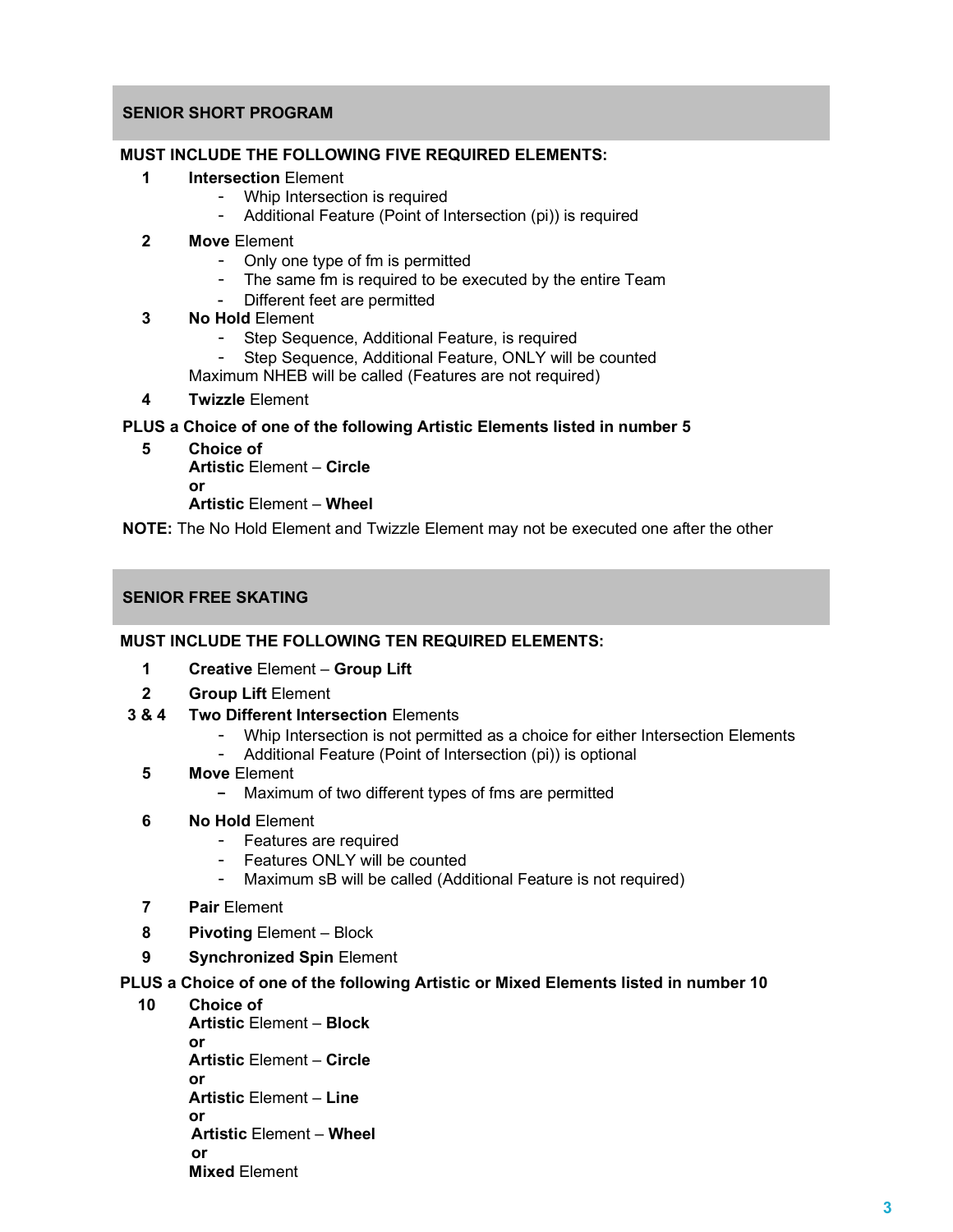## SENIOR SHORT PROGRAM

**MUST INCLUDE THE FOLLOWING FIVE REQUIRED ELEMENTS:**

1. **Intersection** Element
   - Whip Intersection is required
   - Additional Feature (Point of Intersection (pi)) is required
2. **Move** Element
   - Only one type of fm is permitted
   - The same fm is required to be executed by the entire Team
   - Different feet are permitted
3. **No Hold** Element
   - Step Sequence, Additional Feature, is required
   - Step Sequence, Additional Feature, ONLY will be counted

   Maximum NHEB will be called (Features are not required)
4. **Twizzle** Element

**PLUS a Choice of one of the following Artistic Elements listed in number 5**

5. **Choice of**
   **Artistic** Element – **Circle**
   **or**
   **Artistic** Element – **Wheel**

**NOTE:** The No Hold Element and Twizzle Element may not be executed one after the other

## SENIOR FREE SKATING

**MUST INCLUDE THE FOLLOWING TEN REQUIRED ELEMENTS:**

1. **Creative** Element – **Group Lift**
2. **Group Lift** Element

3 & 4. **Two Different Intersection** Elements
   - Whip Intersection is not permitted as a choice for either Intersection Elements
   - Additional Feature (Point of Intersection (pi)) is optional

5. **Move** Element
   - Maximum of two different types of fms are permitted
6. **No Hold** Element
   - Features are required
   - Features ONLY will be counted
   - Maximum sB will be called (Additional Feature is not required)
7. **Pair** Element
8. **Pivoting** Element – Block
9. **Synchronized Spin** Element

**PLUS a Choice of one of the following Artistic or Mixed Elements listed in number 10**

10. **Choice of**
    **Artistic** Element – **Block**
    **or**
    **Artistic** Element – **Circle**
    **or**
    **Artistic** Element – **Line**
    **or**
    **Artistic** Element – **Wheel**
    **or**
    **Mixed** Element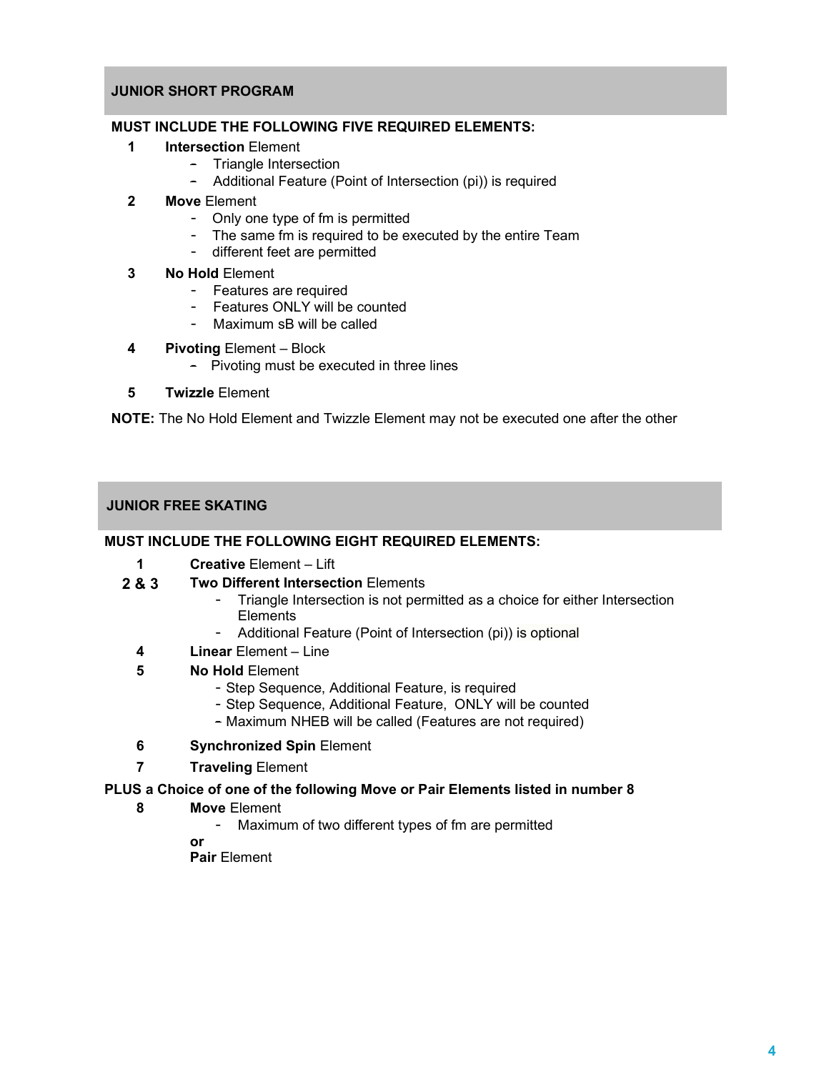## JUNIOR SHORT PROGRAM

**MUST INCLUDE THE FOLLOWING FIVE REQUIRED ELEMENTS:**

1. **Intersection** Element
   - Triangle Intersection
   - Additional Feature (Point of Intersection (pi)) is required
2. **Move** Element
   - Only one type of fm is permitted
   - The same fm is required to be executed by the entire Team
   - different feet are permitted
3. **No Hold** Element
   - Features are required
   - Features ONLY will be counted
   - Maximum sB will be called
4. **Pivoting** Element – Block
   - Pivoting must be executed in three lines
5. **Twizzle** Element

**NOTE:** The No Hold Element and Twizzle Element may not be executed one after the other

## JUNIOR FREE SKATING

**MUST INCLUDE THE FOLLOWING EIGHT REQUIRED ELEMENTS:**

1 **Creative** Element – Lift

2 & 3 **Two Different Intersection** Elements
   - Triangle Intersection is not permitted as a choice for either Intersection Elements
   - Additional Feature (Point of Intersection (pi)) is optional

4 **Linear** Element – Line

5 **No Hold** Element
   - Step Sequence, Additional Feature, is required
   - Step Sequence, Additional Feature, ONLY will be counted
   - Maximum NHEB will be called (Features are not required)

6 **Synchronized Spin** Element

7 **Traveling** Element

**PLUS a Choice of one of the following Move or Pair Elements listed in number 8**

8 **Move** Element
   - Maximum of two different types of fm are permitted

**or**

**Pair** Element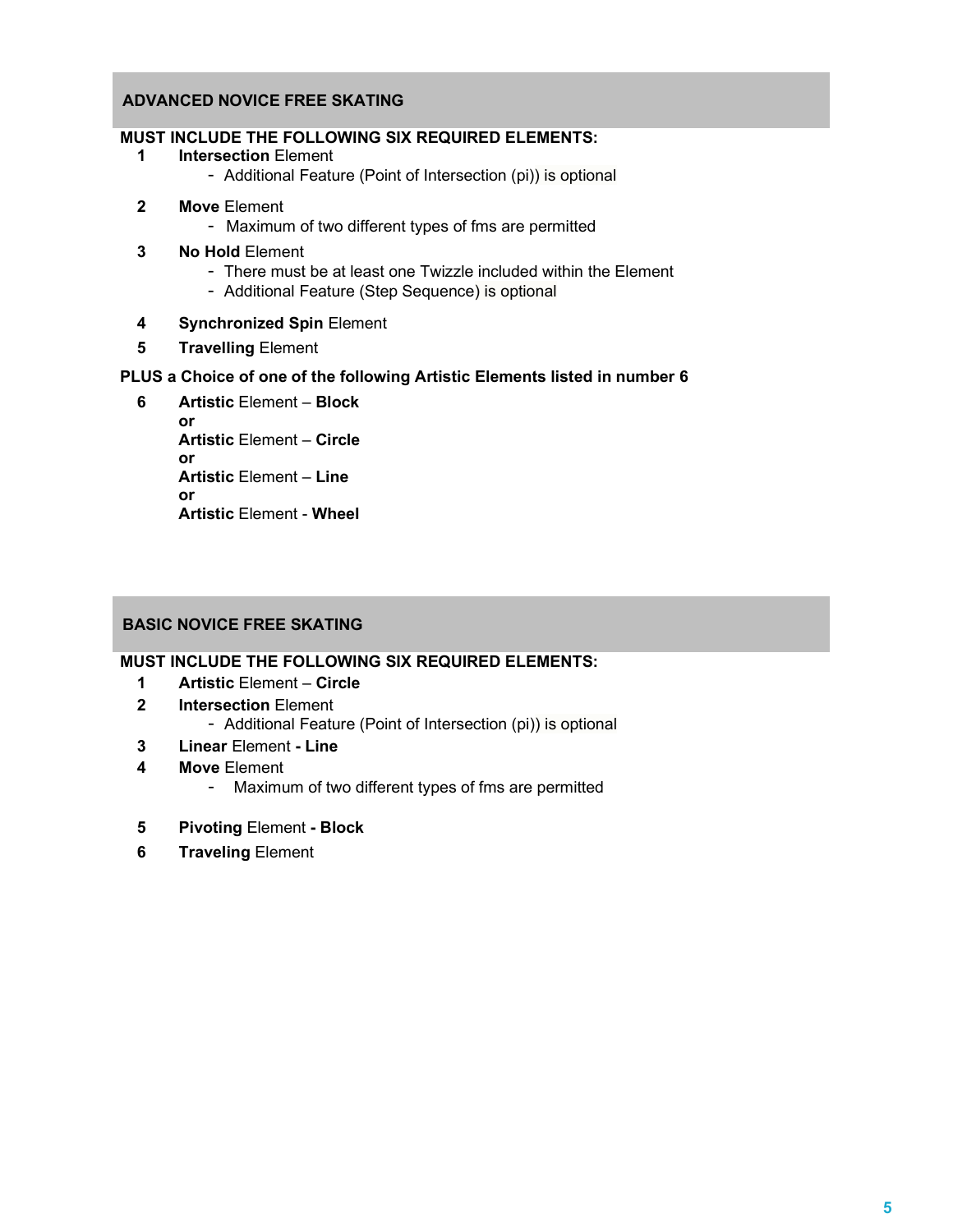## ADVANCED NOVICE FREE SKATING

**MUST INCLUDE THE FOLLOWING SIX REQUIRED ELEMENTS:**

1. **Intersection** Element
   - Additional Feature (Point of Intersection (pi)) is optional
2. **Move** Element
   - Maximum of two different types of fms are permitted
3. **No Hold** Element
   - There must be at least one Twizzle included within the Element
   - Additional Feature (Step Sequence) is optional
4. **Synchronized Spin** Element
5. **Travelling** Element

**PLUS a Choice of one of the following Artistic Elements listed in number 6**

6. **Artistic** Element – **Block**
   **or**
   **Artistic** Element – **Circle**
   **or**
   **Artistic** Element – **Line**
   **or**
   **Artistic** Element - **Wheel**

## BASIC NOVICE FREE SKATING

**MUST INCLUDE THE FOLLOWING SIX REQUIRED ELEMENTS:**

1. **Artistic** Element – **Circle**
2. **Intersection** Element
   - Additional Feature (Point of Intersection (pi)) is optional
3. **Linear** Element **- Line**
4. **Move** Element
   - Maximum of two different types of fms are permitted
5. **Pivoting** Element **- Block**
6. **Traveling** Element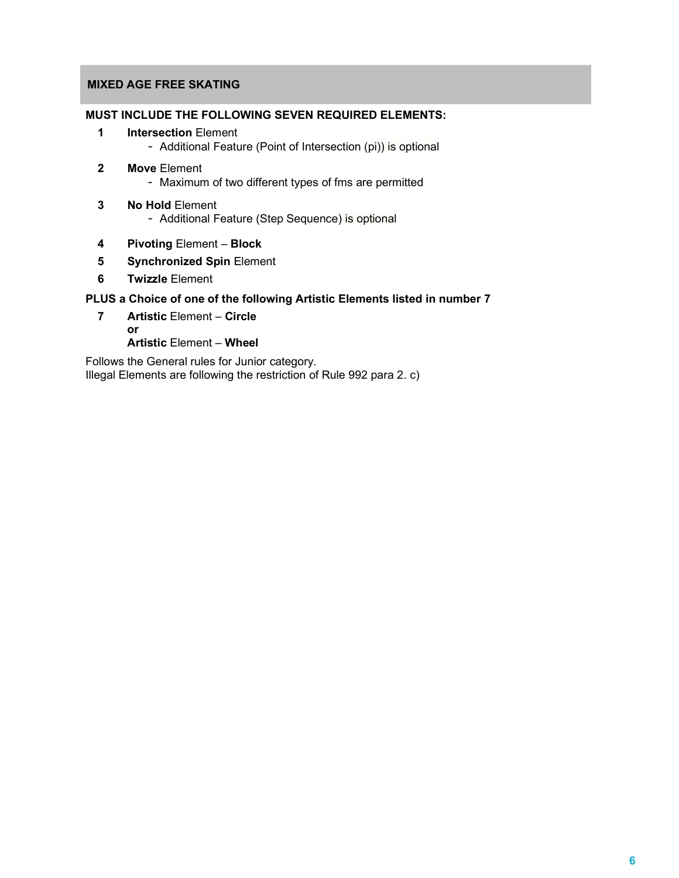## MIXED AGE FREE SKATING

**MUST INCLUDE THE FOLLOWING SEVEN REQUIRED ELEMENTS:**

1. **Intersection** Element
   - Additional Feature (Point of Intersection (pi)) is optional
2. **Move** Element
   - Maximum of two different types of fms are permitted
3. **No Hold** Element
   - Additional Feature (Step Sequence) is optional
4. **Pivoting** Element – **Block**
5. **Synchronized Spin** Element
6. **Twizzle** Element

**PLUS a Choice of one of the following Artistic Elements listed in number 7**

7. **Artistic** Element – **Circle**
   **or**
   **Artistic** Element – **Wheel**

Follows the General rules for Junior category.
Illegal Elements are following the restriction of Rule 992 para 2. c)